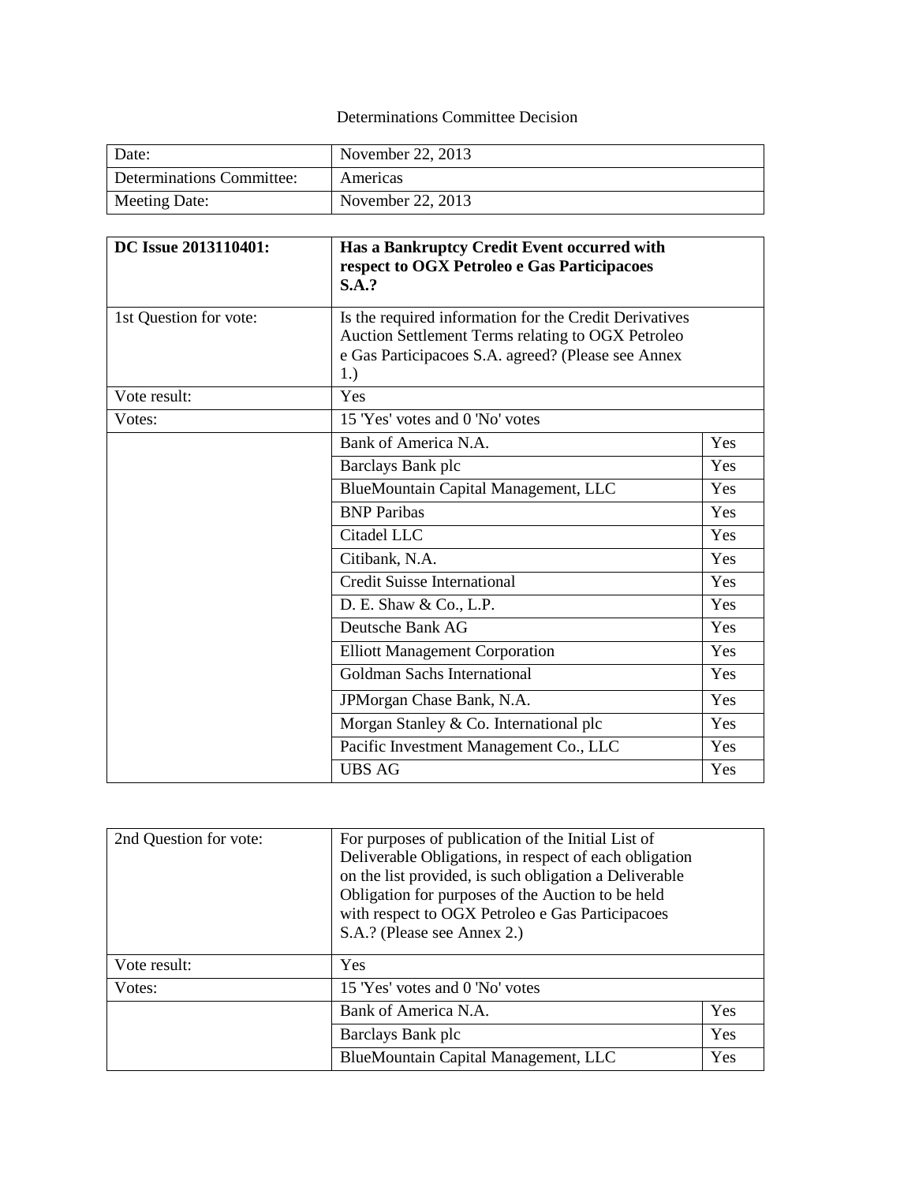Determinations Committee Decision

| Date: | November 22, 2013 |
|---|---|
| Determinations Committee: | Americas |
| Meeting Date: | November 22, 2013 |

| **DC Issue 2013110401:** | **Has a Bankruptcy Credit Event occurred with respect to OGX Petroleo e Gas Participacoes S.A.?** | |
|---|---|---|
| 1st Question for vote: | Is the required information for the Credit Derivatives Auction Settlement Terms relating to OGX Petroleo e Gas Participacoes S.A. agreed? (Please see Annex 1.) | |
| Vote result: | Yes | |
| Votes: | 15 'Yes' votes and 0 'No' votes | |
| | Bank of America N.A. | Yes |
| | Barclays Bank plc | Yes |
| | BlueMountain Capital Management, LLC | Yes |
| | BNP Paribas | Yes |
| | Citadel LLC | Yes |
| | Citibank, N.A. | Yes |
| | Credit Suisse International | Yes |
| | D. E. Shaw & Co., L.P. | Yes |
| | Deutsche Bank AG | Yes |
| | Elliott Management Corporation | Yes |
| | Goldman Sachs International | Yes |
| | JPMorgan Chase Bank, N.A. | Yes |
| | Morgan Stanley & Co. International plc | Yes |
| | Pacific Investment Management Co., LLC | Yes |
| | UBS AG | Yes |

| 2nd Question for vote: | For purposes of publication of the Initial List of Deliverable Obligations, in respect of each obligation on the list provided, is such obligation a Deliverable Obligation for purposes of the Auction to be held with respect to OGX Petroleo e Gas Participacoes S.A.? (Please see Annex 2.) | |
|---|---|---|
| Vote result: | Yes | |
| Votes: | 15 'Yes' votes and 0 'No' votes | |
| | Bank of America N.A. | Yes |
| | Barclays Bank plc | Yes |
| | BlueMountain Capital Management, LLC | Yes |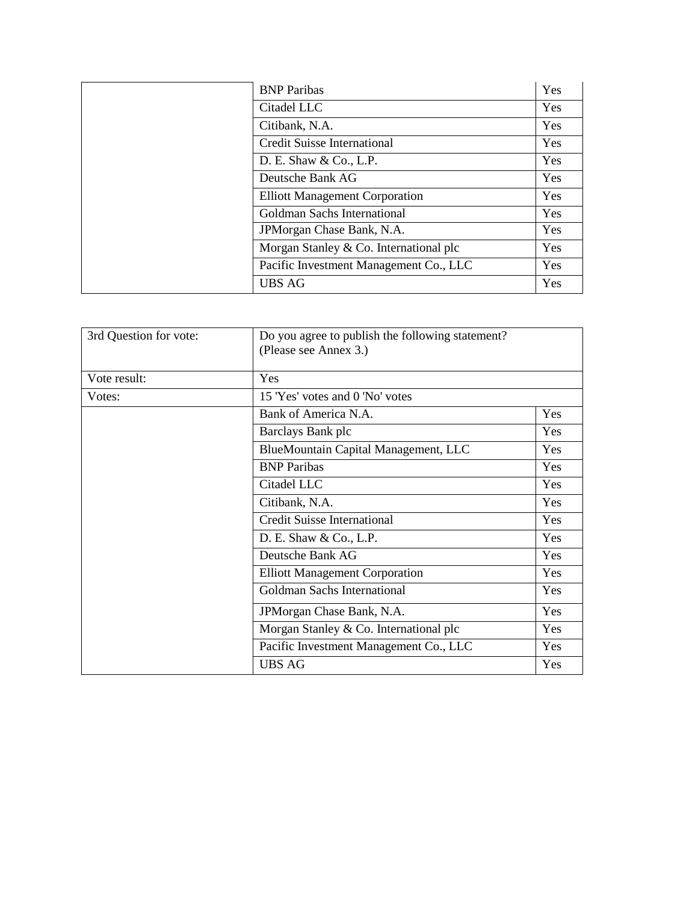| | | |
|---|---|---|
| | BNP Paribas | Yes |
| | Citadel LLC | Yes |
| | Citibank, N.A. | Yes |
| | Credit Suisse International | Yes |
| | D. E. Shaw & Co., L.P. | Yes |
| | Deutsche Bank AG | Yes |
| | Elliott Management Corporation | Yes |
| | Goldman Sachs International | Yes |
| | JPMorgan Chase Bank, N.A. | Yes |
| | Morgan Stanley & Co. International plc | Yes |
| | Pacific Investment Management Co., LLC | Yes |
| | UBS AG | Yes |

| 3rd Question for vote: | Do you agree to publish the following statement? (Please see Annex 3.) | |
|---|---|---|
| Vote result: | Yes | |
| Votes: | 15 'Yes' votes and 0 'No' votes | |
| | Bank of America N.A. | Yes |
| | Barclays Bank plc | Yes |
| | BlueMountain Capital Management, LLC | Yes |
| | BNP Paribas | Yes |
| | Citadel LLC | Yes |
| | Citibank, N.A. | Yes |
| | Credit Suisse International | Yes |
| | D. E. Shaw & Co., L.P. | Yes |
| | Deutsche Bank AG | Yes |
| | Elliott Management Corporation | Yes |
| | Goldman Sachs International | Yes |
| | JPMorgan Chase Bank, N.A. | Yes |
| | Morgan Stanley & Co. International plc | Yes |
| | Pacific Investment Management Co., LLC | Yes |
| | UBS AG | Yes |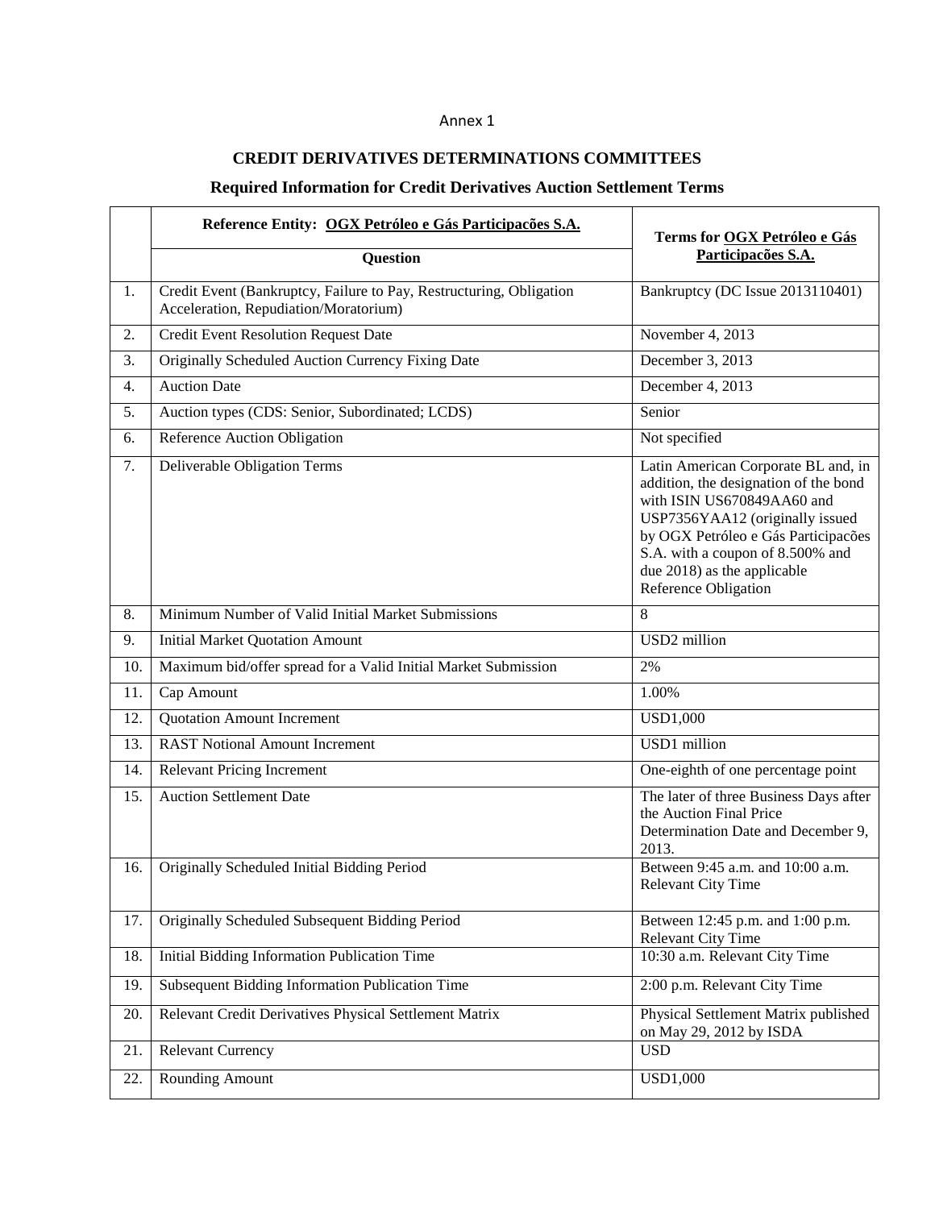Annex 1

# CREDIT DERIVATIVES DETERMINATIONS COMMITTEES

## Required Information for Credit Derivatives Auction Settlement Terms

| | Reference Entity: OGX Petróleo e Gás Participações S.A. | Terms for OGX Petróleo e Gás Participações S.A. |
|---|---|---|
| | **Question** | |
| 1. | Credit Event (Bankruptcy, Failure to Pay, Restructuring, Obligation Acceleration, Repudiation/Moratorium) | Bankruptcy (DC Issue 2013110401) |
| 2. | Credit Event Resolution Request Date | November 4, 2013 |
| 3. | Originally Scheduled Auction Currency Fixing Date | December 3, 2013 |
| 4. | Auction Date | December 4, 2013 |
| 5. | Auction types (CDS: Senior, Subordinated; LCDS) | Senior |
| 6. | Reference Auction Obligation | Not specified |
| 7. | Deliverable Obligation Terms | Latin American Corporate BL and, in addition, the designation of the bond with ISIN US670849AA60 and USP7356YAA12 (originally issued by OGX Petróleo e Gás Participacões S.A. with a coupon of 8.500% and due 2018) as the applicable Reference Obligation |
| 8. | Minimum Number of Valid Initial Market Submissions | 8 |
| 9. | Initial Market Quotation Amount | USD2 million |
| 10. | Maximum bid/offer spread for a Valid Initial Market Submission | 2% |
| 11. | Cap Amount | 1.00% |
| 12. | Quotation Amount Increment | USD1,000 |
| 13. | RAST Notional Amount Increment | USD1 million |
| 14. | Relevant Pricing Increment | One-eighth of one percentage point |
| 15. | Auction Settlement Date | The later of three Business Days after the Auction Final Price Determination Date and December 9, 2013. |
| 16. | Originally Scheduled Initial Bidding Period | Between 9:45 a.m. and 10:00 a.m. Relevant City Time |
| 17. | Originally Scheduled Subsequent Bidding Period | Between 12:45 p.m. and 1:00 p.m. Relevant City Time |
| 18. | Initial Bidding Information Publication Time | 10:30 a.m. Relevant City Time |
| 19. | Subsequent Bidding Information Publication Time | 2:00 p.m. Relevant City Time |
| 20. | Relevant Credit Derivatives Physical Settlement Matrix | Physical Settlement Matrix published on May 29, 2012 by ISDA |
| 21. | Relevant Currency | USD |
| 22. | Rounding Amount | USD1,000 |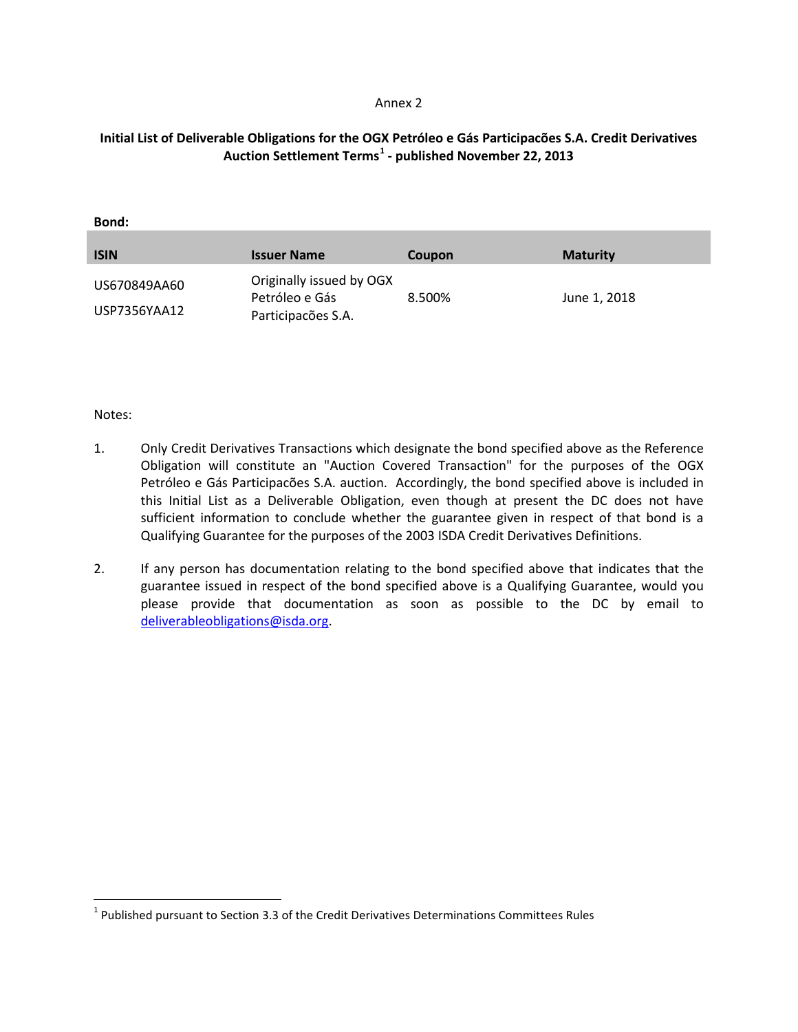Annex 2

## Initial List of Deliverable Obligations for the OGX Petróleo e Gás Participacões S.A. Credit Derivatives Auction Settlement Terms[1] - published November 22, 2013

**Bond:**

| ISIN | Issuer Name | Coupon | Maturity |
| --- | --- | --- | --- |
| US670849AA60<br>USP7356YAA12 | Originally issued by OGX Petróleo e Gás Participacões S.A. | 8.500% | June 1, 2018 |

Notes:

1. Only Credit Derivatives Transactions which designate the bond specified above as the Reference Obligation will constitute an "Auction Covered Transaction" for the purposes of the OGX Petróleo e Gás Participacões S.A. auction. Accordingly, the bond specified above is included in this Initial List as a Deliverable Obligation, even though at present the DC does not have sufficient information to conclude whether the guarantee given in respect of that bond is a Qualifying Guarantee for the purposes of the 2003 ISDA Credit Derivatives Definitions.

2. If any person has documentation relating to the bond specified above that indicates that the guarantee issued in respect of the bond specified above is a Qualifying Guarantee, would you please provide that documentation as soon as possible to the DC by email to deliverableobligations@isda.org.

[1] Published pursuant to Section 3.3 of the Credit Derivatives Determinations Committees Rules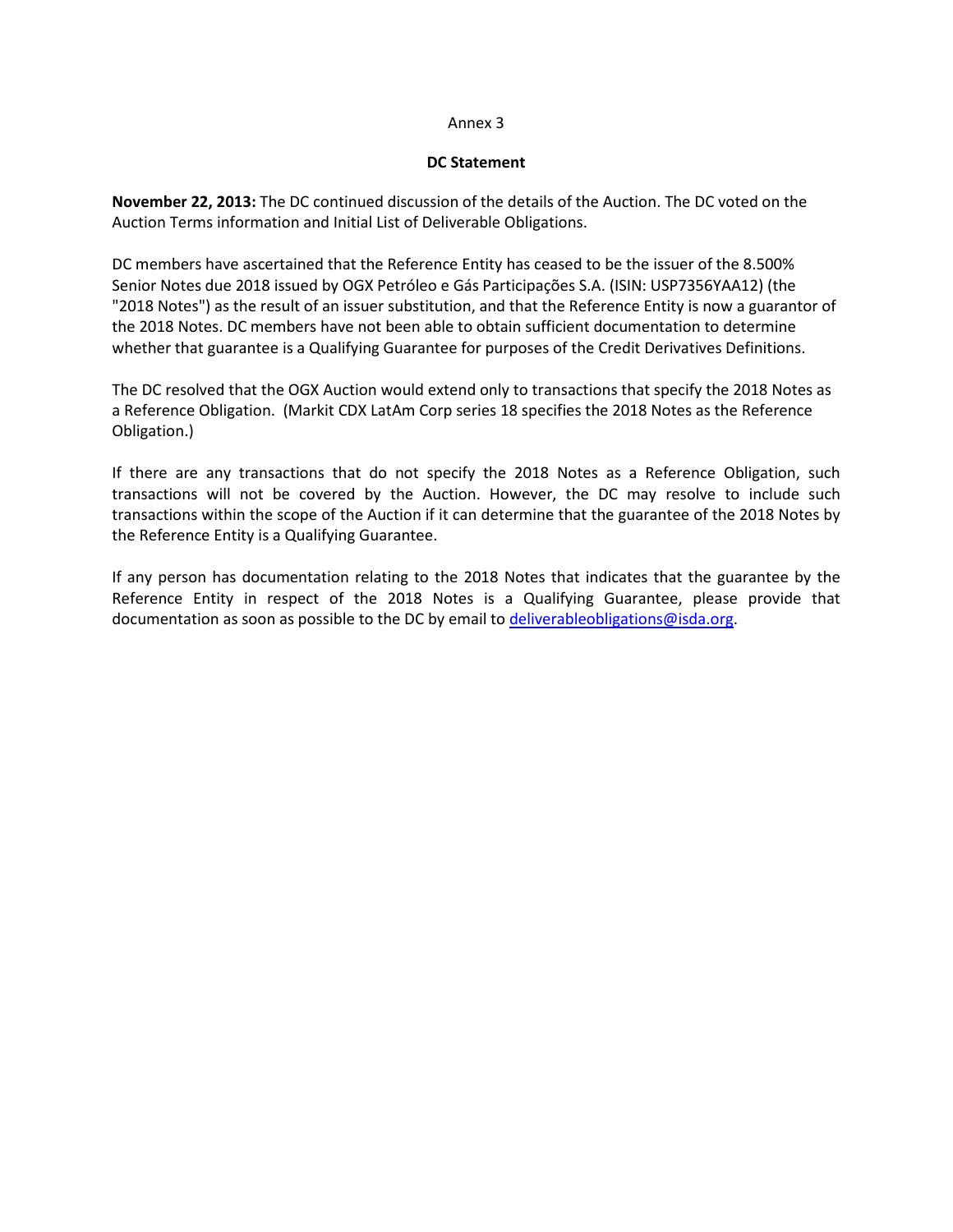Annex 3

## DC Statement

**November 22, 2013:** The DC continued discussion of the details of the Auction. The DC voted on the Auction Terms information and Initial List of Deliverable Obligations.

DC members have ascertained that the Reference Entity has ceased to be the issuer of the 8.500% Senior Notes due 2018 issued by OGX Petróleo e Gás Participações S.A. (ISIN: USP7356YAA12) (the "2018 Notes") as the result of an issuer substitution, and that the Reference Entity is now a guarantor of the 2018 Notes. DC members have not been able to obtain sufficient documentation to determine whether that guarantee is a Qualifying Guarantee for purposes of the Credit Derivatives Definitions.

The DC resolved that the OGX Auction would extend only to transactions that specify the 2018 Notes as a Reference Obligation. (Markit CDX LatAm Corp series 18 specifies the 2018 Notes as the Reference Obligation.)

If there are any transactions that do not specify the 2018 Notes as a Reference Obligation, such transactions will not be covered by the Auction. However, the DC may resolve to include such transactions within the scope of the Auction if it can determine that the guarantee of the 2018 Notes by the Reference Entity is a Qualifying Guarantee.

If any person has documentation relating to the 2018 Notes that indicates that the guarantee by the Reference Entity in respect of the 2018 Notes is a Qualifying Guarantee, please provide that documentation as soon as possible to the DC by email to deliverableobligations@isda.org.